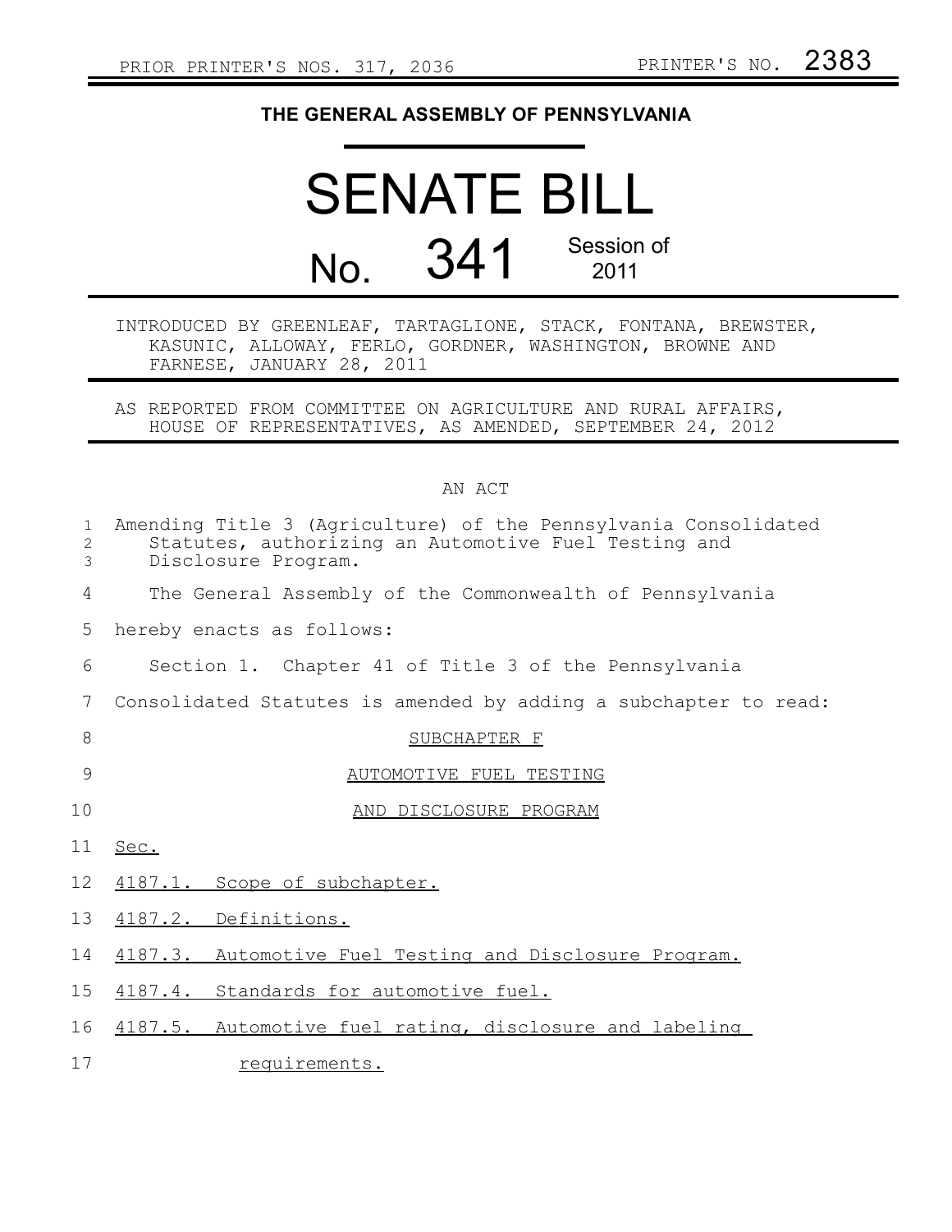PRIOR PRINTER'S NOS. 317, 2036 PRINTER'S NO. 2383

# THE GENERAL ASSEMBLY OF PENNSYLVANIA

# SENATE BILL

## No. 341 Session of 2011

INTRODUCED BY GREENLEAF, TARTAGLIONE, STACK, FONTANA, BREWSTER, KASUNIC, ALLOWAY, FERLO, GORDNER, WASHINGTON, BROWNE AND FARNESE, JANUARY 28, 2011

AS REPORTED FROM COMMITTEE ON AGRICULTURE AND RURAL AFFAIRS, HOUSE OF REPRESENTATIVES, AS AMENDED, SEPTEMBER 24, 2012

AN ACT

Amending Title 3 (Agriculture) of the Pennsylvania Consolidated Statutes, authorizing an Automotive Fuel Testing and Disclosure Program.

The General Assembly of the Commonwealth of Pennsylvania hereby enacts as follows:

Section 1. Chapter 41 of Title 3 of the Pennsylvania Consolidated Statutes is amended by adding a subchapter to read:

SUBCHAPTER F

AUTOMOTIVE FUEL TESTING

AND DISCLOSURE PROGRAM

Sec.

4187.1. Scope of subchapter.

4187.2. Definitions.

4187.3. Automotive Fuel Testing and Disclosure Program.

4187.4. Standards for automotive fuel.

4187.5. Automotive fuel rating, disclosure and labeling requirements.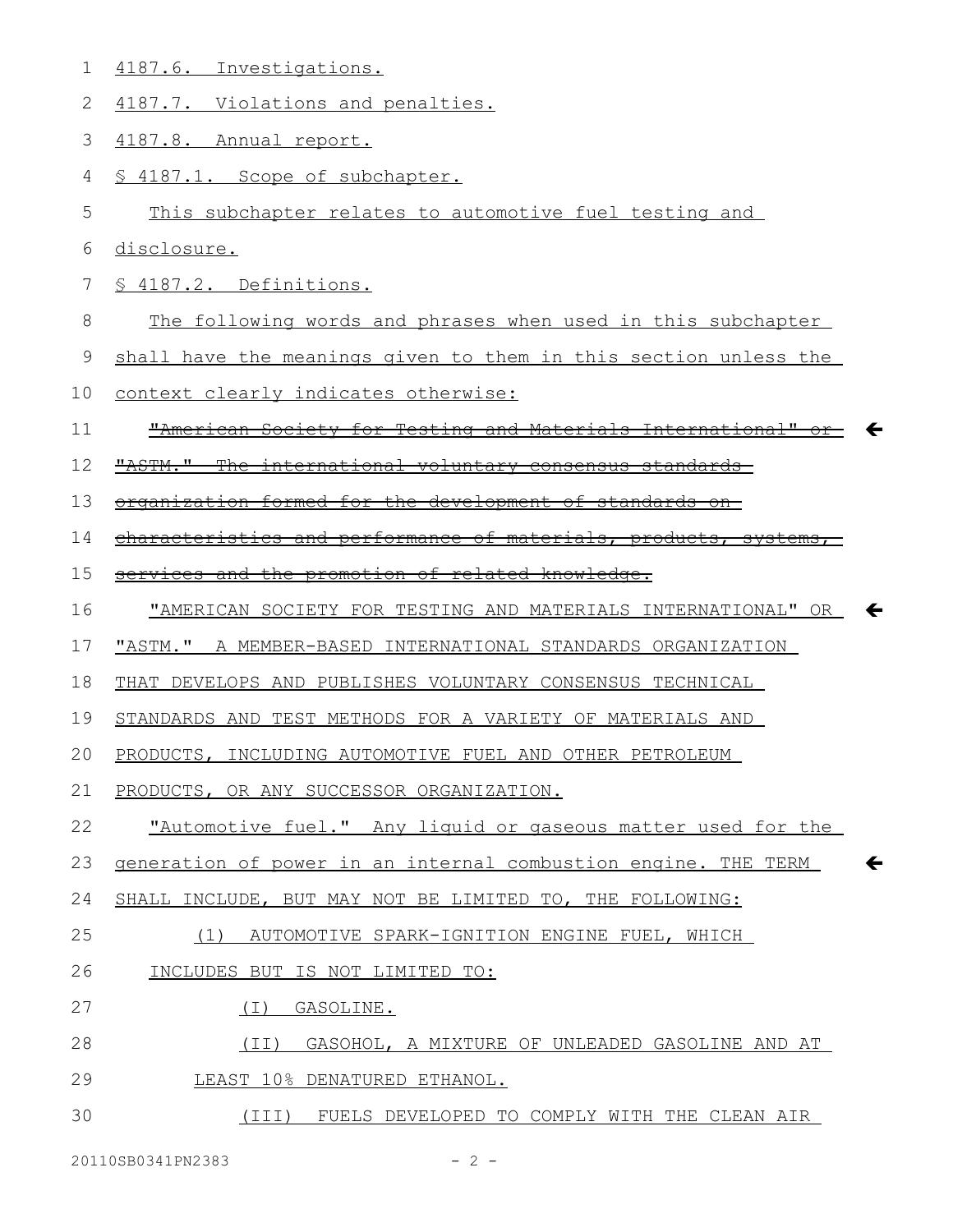4187.6. Investigations.

4187.7. Violations and penalties.

4187.8. Annual report.

§ 4187.1. Scope of subchapter.

This subchapter relates to automotive fuel testing and disclosure.

§ 4187.2. Definitions.

The following words and phrases when used in this subchapter shall have the meanings given to them in this section unless the context clearly indicates otherwise:

~~"American Society for Testing and Materials International" or "ASTM." The international voluntary consensus standards organization formed for the development of standards on characteristics and performance of materials, products, systems, services and the promotion of related knowledge.~~

"AMERICAN SOCIETY FOR TESTING AND MATERIALS INTERNATIONAL" OR "ASTM." A MEMBER-BASED INTERNATIONAL STANDARDS ORGANIZATION THAT DEVELOPS AND PUBLISHES VOLUNTARY CONSENSUS TECHNICAL STANDARDS AND TEST METHODS FOR A VARIETY OF MATERIALS AND PRODUCTS, INCLUDING AUTOMOTIVE FUEL AND OTHER PETROLEUM PRODUCTS, OR ANY SUCCESSOR ORGANIZATION.

"Automotive fuel." Any liquid or gaseous matter used for the generation of power in an internal combustion engine. THE TERM SHALL INCLUDE, BUT MAY NOT BE LIMITED TO, THE FOLLOWING:

(1) AUTOMOTIVE SPARK-IGNITION ENGINE FUEL, WHICH INCLUDES BUT IS NOT LIMITED TO:

(I) GASOLINE.

(II) GASOHOL, A MIXTURE OF UNLEADED GASOLINE AND AT LEAST 10% DENATURED ETHANOL.

(III) FUELS DEVELOPED TO COMPLY WITH THE CLEAN AIR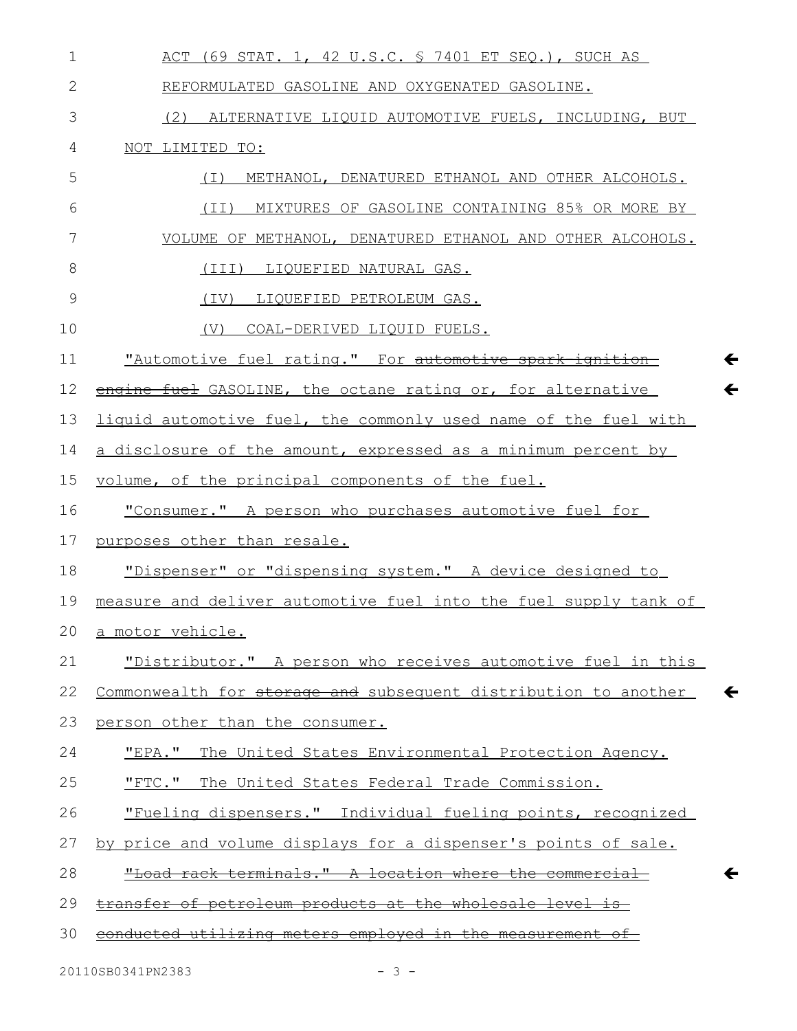ACT (69 STAT. 1, 42 U.S.C. § 7401 ET SEQ.), SUCH AS REFORMULATED GASOLINE AND OXYGENATED GASOLINE.

(2) ALTERNATIVE LIQUID AUTOMOTIVE FUELS, INCLUDING, BUT NOT LIMITED TO:

(I) METHANOL, DENATURED ETHANOL AND OTHER ALCOHOLS.

(II) MIXTURES OF GASOLINE CONTAINING 85% OR MORE BY VOLUME OF METHANOL, DENATURED ETHANOL AND OTHER ALCOHOLS.

(III) LIQUEFIED NATURAL GAS.

(IV) LIQUEFIED PETROLEUM GAS.

(V) COAL-DERIVED LIQUID FUELS.

"Automotive fuel rating." For ~~automotive spark-ignition engine fuel~~ GASOLINE, the octane rating or, for alternative liquid automotive fuel, the commonly used name of the fuel with a disclosure of the amount, expressed as a minimum percent by volume, of the principal components of the fuel.

"Consumer." A person who purchases automotive fuel for purposes other than resale.

"Dispenser" or "dispensing system." A device designed to measure and deliver automotive fuel into the fuel supply tank of a motor vehicle.

"Distributor." A person who receives automotive fuel in this Commonwealth for ~~storage and~~ subsequent distribution to another person other than the consumer.

"EPA." The United States Environmental Protection Agency.

"FTC." The United States Federal Trade Commission.

"Fueling dispensers." Individual fueling points, recognized by price and volume displays for a dispenser's points of sale.

~~"Load rack terminals." A location where the commercial transfer of petroleum products at the wholesale level is conducted utilizing meters employed in the measurement of~~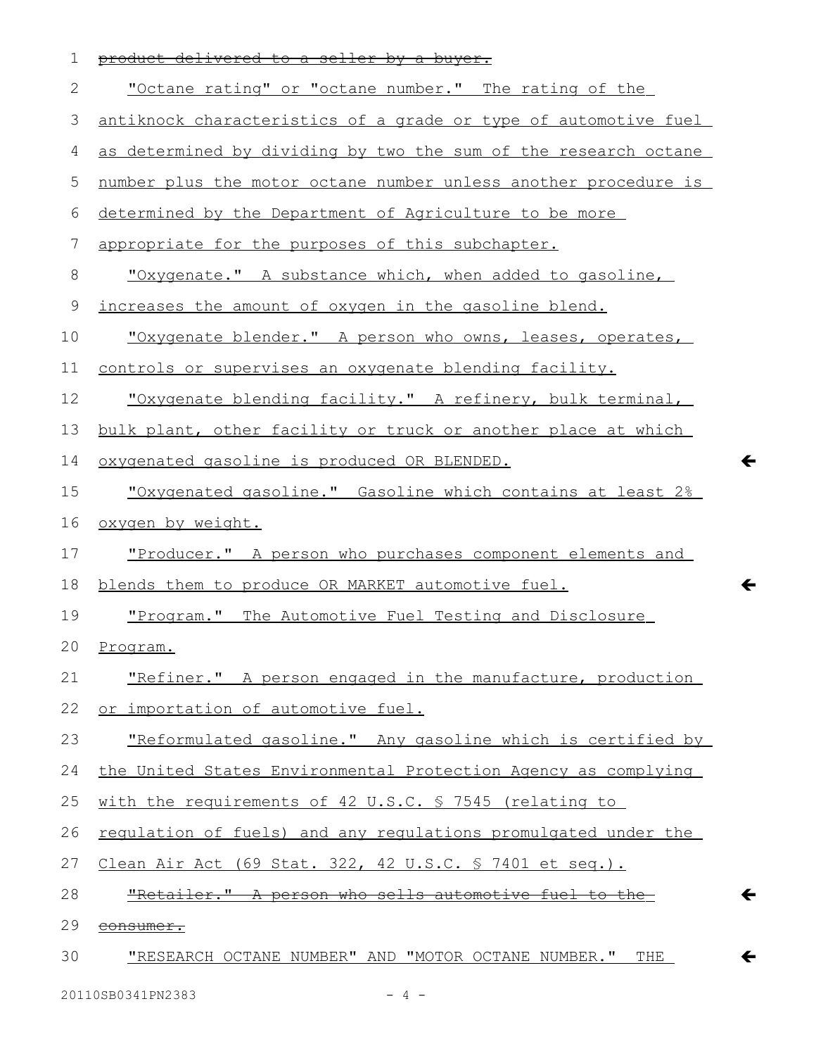~~product delivered to a seller by a buyer.~~

"Octane rating" or "octane number." The rating of the antiknock characteristics of a grade or type of automotive fuel as determined by dividing by two the sum of the research octane number plus the motor octane number unless another procedure is determined by the Department of Agriculture to be more appropriate for the purposes of this subchapter.

"Oxygenate." A substance which, when added to gasoline, increases the amount of oxygen in the gasoline blend.

"Oxygenate blender." A person who owns, leases, operates, controls or supervises an oxygenate blending facility.

"Oxygenate blending facility." A refinery, bulk terminal, bulk plant, other facility or truck or another place at which oxygenated gasoline is produced OR BLENDED.

"Oxygenated gasoline." Gasoline which contains at least 2% oxygen by weight.

"Producer." A person who purchases component elements and blends them to produce OR MARKET automotive fuel.

"Program." The Automotive Fuel Testing and Disclosure Program.

"Refiner." A person engaged in the manufacture, production or importation of automotive fuel.

"Reformulated gasoline." Any gasoline which is certified by the United States Environmental Protection Agency as complying with the requirements of 42 U.S.C. § 7545 (relating to regulation of fuels) and any regulations promulgated under the Clean Air Act (69 Stat. 322, 42 U.S.C. § 7401 et seq.).

~~"Retailer." A person who sells automotive fuel to the consumer.~~

"RESEARCH OCTANE NUMBER" AND "MOTOR OCTANE NUMBER." THE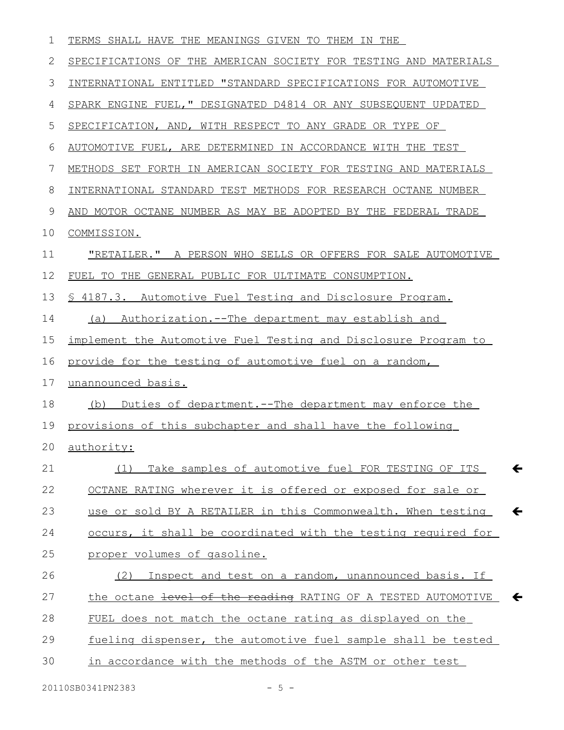TERMS SHALL HAVE THE MEANINGS GIVEN TO THEM IN THE SPECIFICATIONS OF THE AMERICAN SOCIETY FOR TESTING AND MATERIALS INTERNATIONAL ENTITLED "STANDARD SPECIFICATIONS FOR AUTOMOTIVE SPARK ENGINE FUEL," DESIGNATED D4814 OR ANY SUBSEQUENT UPDATED SPECIFICATION, AND, WITH RESPECT TO ANY GRADE OR TYPE OF AUTOMOTIVE FUEL, ARE DETERMINED IN ACCORDANCE WITH THE TEST METHODS SET FORTH IN AMERICAN SOCIETY FOR TESTING AND MATERIALS INTERNATIONAL STANDARD TEST METHODS FOR RESEARCH OCTANE NUMBER AND MOTOR OCTANE NUMBER AS MAY BE ADOPTED BY THE FEDERAL TRADE COMMISSION.

"RETAILER." A PERSON WHO SELLS OR OFFERS FOR SALE AUTOMOTIVE FUEL TO THE GENERAL PUBLIC FOR ULTIMATE CONSUMPTION.

§ 4187.3. Automotive Fuel Testing and Disclosure Program.

(a) Authorization.--The department may establish and implement the Automotive Fuel Testing and Disclosure Program to provide for the testing of automotive fuel on a random, unannounced basis.

(b) Duties of department.--The department may enforce the provisions of this subchapter and shall have the following authority:

(1) Take samples of automotive fuel FOR TESTING OF ITS OCTANE RATING wherever it is offered or exposed for sale or use or sold BY A RETAILER in this Commonwealth. When testing occurs, it shall be coordinated with the testing required for proper volumes of gasoline.

(2) Inspect and test on a random, unannounced basis. If the octane ~~level of the reading~~ RATING OF A TESTED AUTOMOTIVE FUEL does not match the octane rating as displayed on the fueling dispenser, the automotive fuel sample shall be tested in accordance with the methods of the ASTM or other test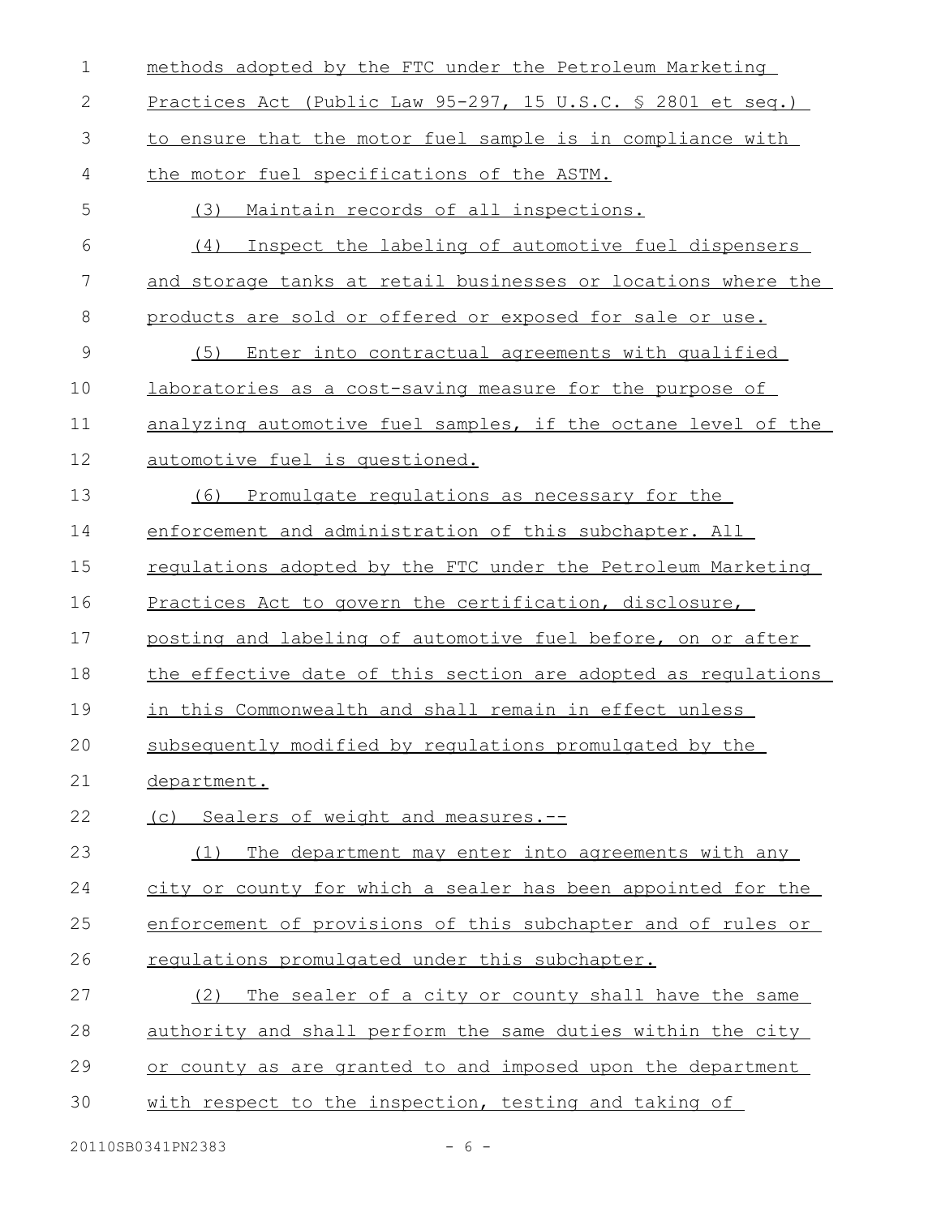methods adopted by the FTC under the Petroleum Marketing Practices Act (Public Law 95-297, 15 U.S.C. § 2801 et seq.) to ensure that the motor fuel sample is in compliance with the motor fuel specifications of the ASTM.

(3) Maintain records of all inspections.

(4) Inspect the labeling of automotive fuel dispensers and storage tanks at retail businesses or locations where the products are sold or offered or exposed for sale or use.

(5) Enter into contractual agreements with qualified laboratories as a cost-saving measure for the purpose of analyzing automotive fuel samples, if the octane level of the automotive fuel is questioned.

(6) Promulgate regulations as necessary for the enforcement and administration of this subchapter. All regulations adopted by the FTC under the Petroleum Marketing Practices Act to govern the certification, disclosure, posting and labeling of automotive fuel before, on or after the effective date of this section are adopted as regulations in this Commonwealth and shall remain in effect unless subsequently modified by regulations promulgated by the department.

(c) Sealers of weight and measures.--

(1) The department may enter into agreements with any city or county for which a sealer has been appointed for the enforcement of provisions of this subchapter and of rules or regulations promulgated under this subchapter.

(2) The sealer of a city or county shall have the same authority and shall perform the same duties within the city or county as are granted to and imposed upon the department with respect to the inspection, testing and taking of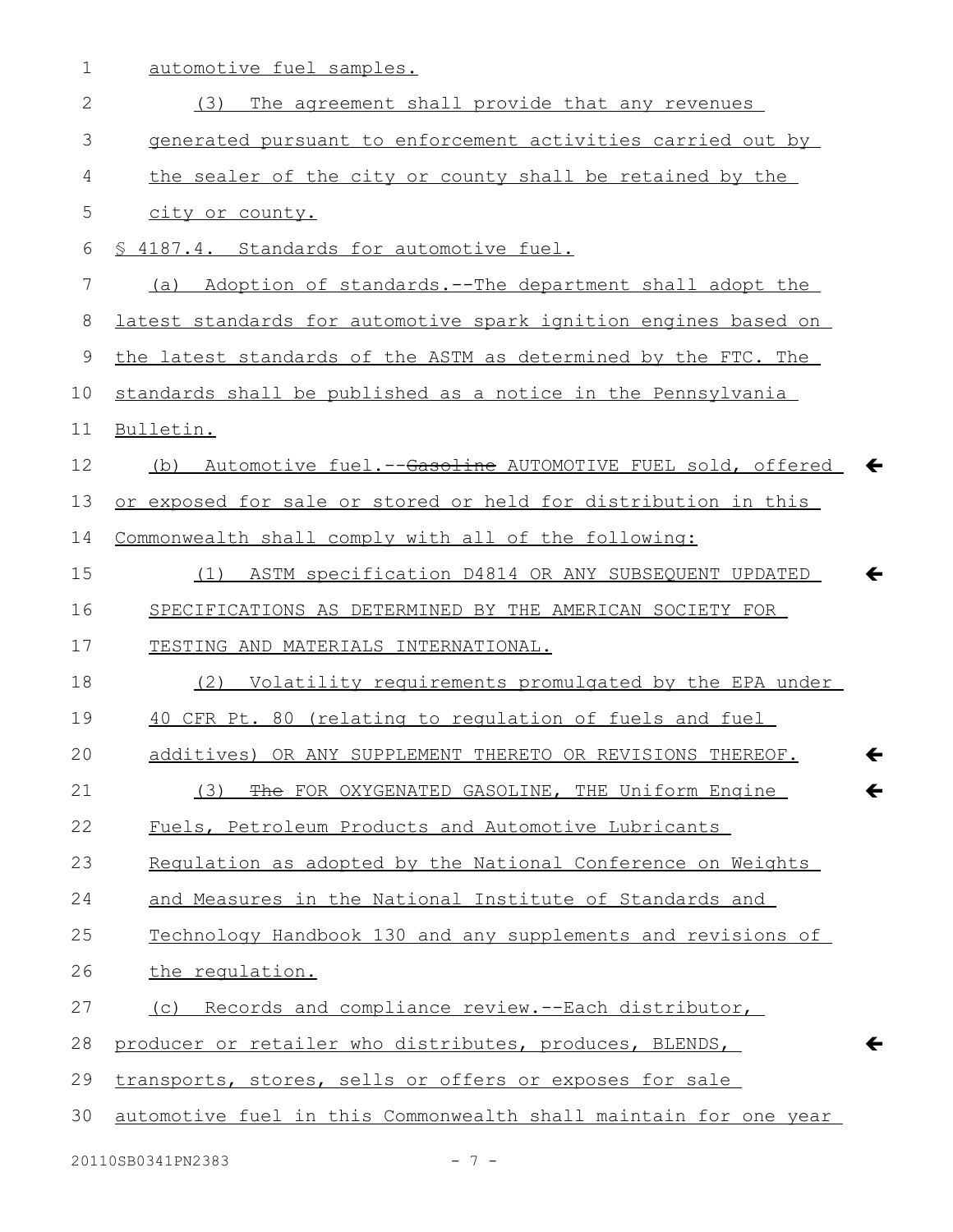automotive fuel samples.

(3) The agreement shall provide that any revenues generated pursuant to enforcement activities carried out by the sealer of the city or county shall be retained by the city or county.

§ 4187.4. Standards for automotive fuel.

(a) Adoption of standards.--The department shall adopt the latest standards for automotive spark ignition engines based on the latest standards of the ASTM as determined by the FTC. The standards shall be published as a notice in the Pennsylvania Bulletin.

(b) Automotive fuel.--~~Gasoline~~ AUTOMOTIVE FUEL sold, offered or exposed for sale or stored or held for distribution in this Commonwealth shall comply with all of the following:

(1) ASTM specification D4814 OR ANY SUBSEQUENT UPDATED SPECIFICATIONS AS DETERMINED BY THE AMERICAN SOCIETY FOR TESTING AND MATERIALS INTERNATIONAL.

(2) Volatility requirements promulgated by the EPA under 40 CFR Pt. 80 (relating to regulation of fuels and fuel additives) OR ANY SUPPLEMENT THERETO OR REVISIONS THEREOF.

(3) ~~The~~ FOR OXYGENATED GASOLINE, THE Uniform Engine Fuels, Petroleum Products and Automotive Lubricants Regulation as adopted by the National Conference on Weights and Measures in the National Institute of Standards and Technology Handbook 130 and any supplements and revisions of the regulation.

(c) Records and compliance review.--Each distributor, producer or retailer who distributes, produces, BLENDS, transports, stores, sells or offers or exposes for sale automotive fuel in this Commonwealth shall maintain for one year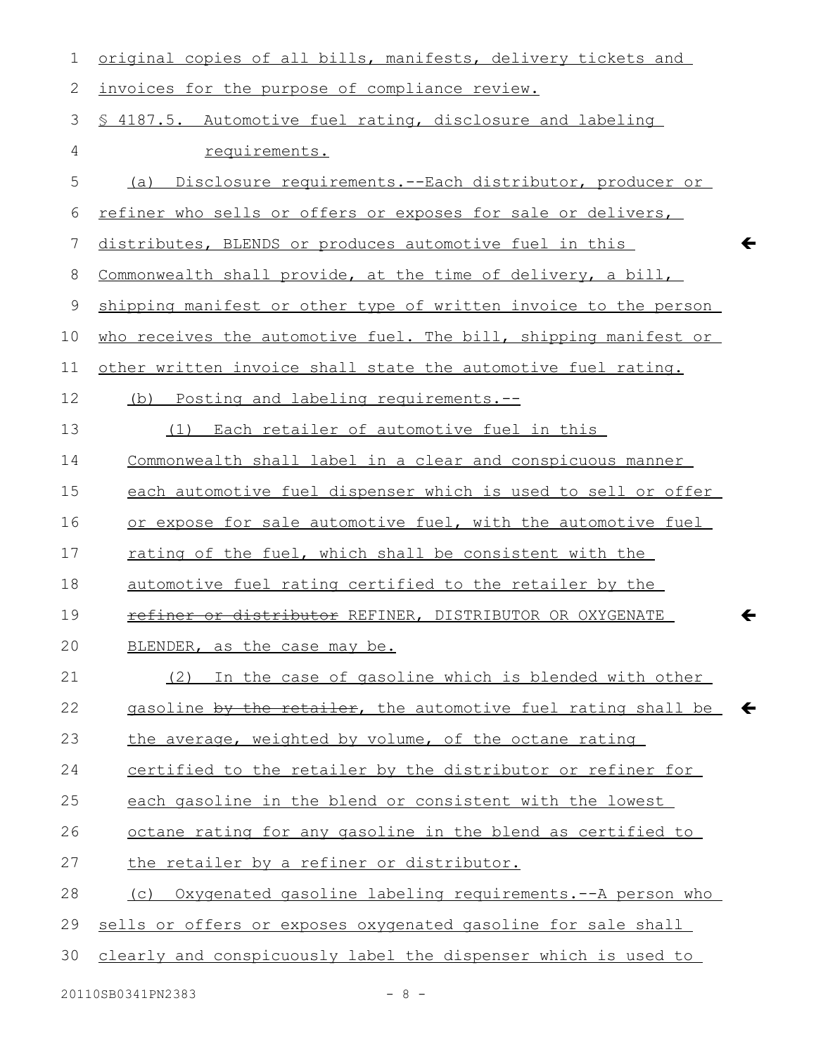original copies of all bills, manifests, delivery tickets and invoices for the purpose of compliance review.

§ 4187.5. Automotive fuel rating, disclosure and labeling requirements.

(a) Disclosure requirements.--Each distributor, producer or refiner who sells or offers or exposes for sale or delivers, distributes, BLENDS or produces automotive fuel in this Commonwealth shall provide, at the time of delivery, a bill, shipping manifest or other type of written invoice to the person who receives the automotive fuel. The bill, shipping manifest or other written invoice shall state the automotive fuel rating.

(b) Posting and labeling requirements.--

(1) Each retailer of automotive fuel in this Commonwealth shall label in a clear and conspicuous manner each automotive fuel dispenser which is used to sell or offer or expose for sale automotive fuel, with the automotive fuel rating of the fuel, which shall be consistent with the automotive fuel rating certified to the retailer by the ~~refiner or distributor~~ REFINER, DISTRIBUTOR OR OXYGENATE BLENDER, as the case may be.

(2) In the case of gasoline which is blended with other gasoline ~~by the retailer~~, the automotive fuel rating shall be the average, weighted by volume, of the octane rating certified to the retailer by the distributor or refiner for each gasoline in the blend or consistent with the lowest octane rating for any gasoline in the blend as certified to the retailer by a refiner or distributor.

(c) Oxygenated gasoline labeling requirements.--A person who sells or offers or exposes oxygenated gasoline for sale shall clearly and conspicuously label the dispenser which is used to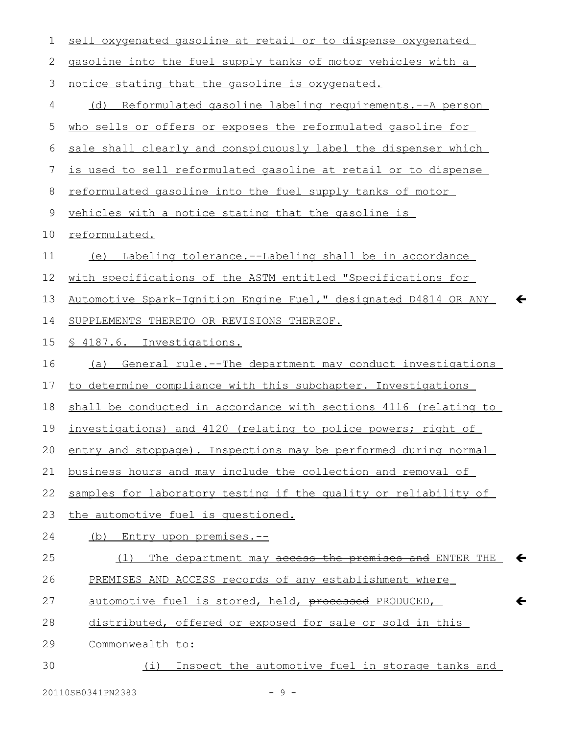sell oxygenated gasoline at retail or to dispense oxygenated gasoline into the fuel supply tanks of motor vehicles with a notice stating that the gasoline is oxygenated.

(d) Reformulated gasoline labeling requirements.--A person who sells or offers or exposes the reformulated gasoline for sale shall clearly and conspicuously label the dispenser which is used to sell reformulated gasoline at retail or to dispense reformulated gasoline into the fuel supply tanks of motor vehicles with a notice stating that the gasoline is reformulated.

(e) Labeling tolerance.--Labeling shall be in accordance with specifications of the ASTM entitled "Specifications for Automotive Spark-Ignition Engine Fuel," designated D4814 OR ANY SUPPLEMENTS THERETO OR REVISIONS THEREOF.

§ 4187.6. Investigations.

(a) General rule.--The department may conduct investigations to determine compliance with this subchapter. Investigations shall be conducted in accordance with sections 4116 (relating to investigations) and 4120 (relating to police powers; right of entry and stoppage). Inspections may be performed during normal business hours and may include the collection and removal of samples for laboratory testing if the quality or reliability of the automotive fuel is questioned.

(b) Entry upon premises.--

(1) The department may ~~access the premises and~~ ENTER THE PREMISES AND ACCESS records of any establishment where automotive fuel is stored, held, ~~processed~~ PRODUCED, distributed, offered or exposed for sale or sold in this Commonwealth to:

(i) Inspect the automotive fuel in storage tanks and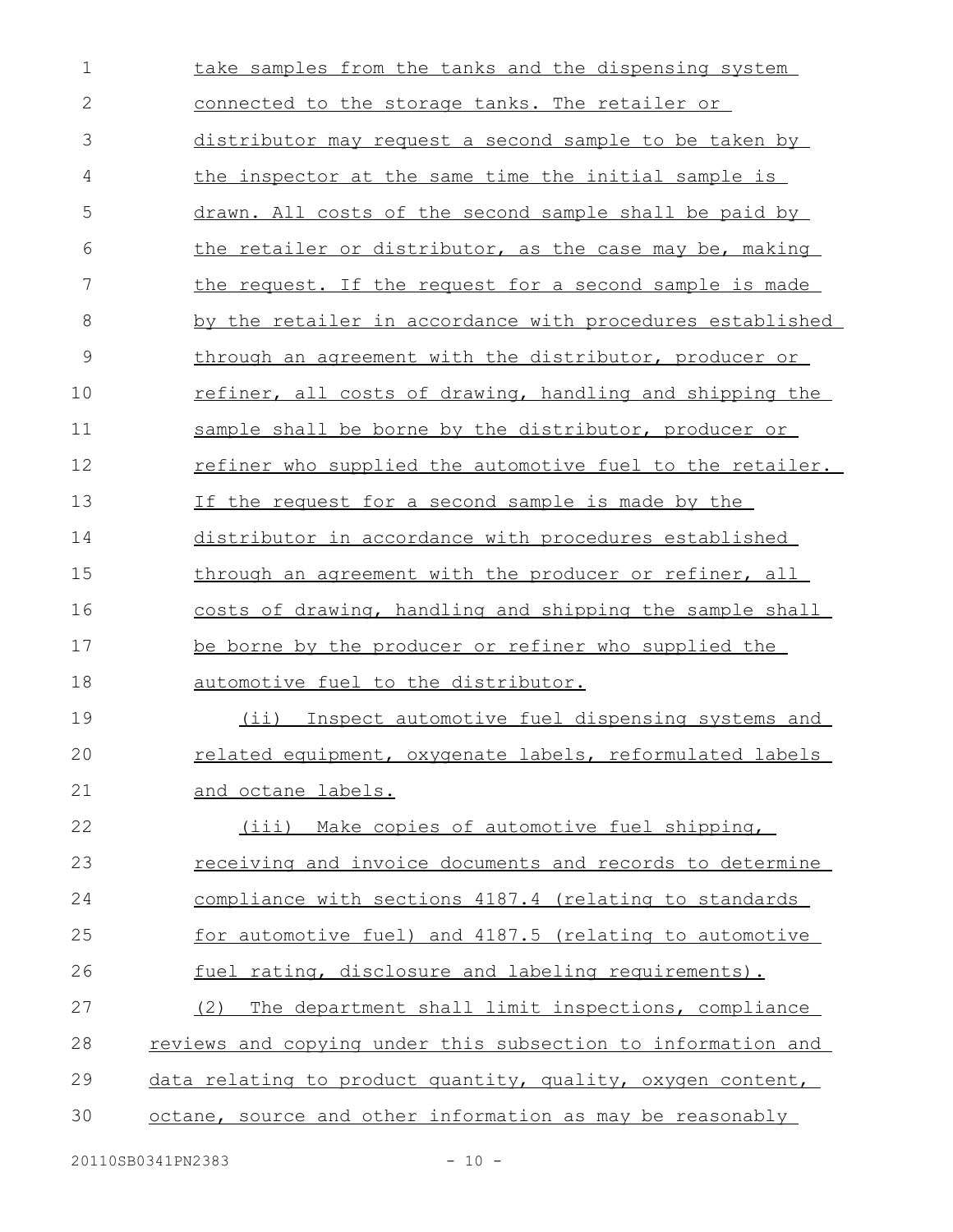take samples from the tanks and the dispensing system connected to the storage tanks. The retailer or distributor may request a second sample to be taken by the inspector at the same time the initial sample is drawn. All costs of the second sample shall be paid by the retailer or distributor, as the case may be, making the request. If the request for a second sample is made by the retailer in accordance with procedures established through an agreement with the distributor, producer or refiner, all costs of drawing, handling and shipping the sample shall be borne by the distributor, producer or refiner who supplied the automotive fuel to the retailer. If the request for a second sample is made by the distributor in accordance with procedures established through an agreement with the producer or refiner, all costs of drawing, handling and shipping the sample shall be borne by the producer or refiner who supplied the automotive fuel to the distributor.

(ii) Inspect automotive fuel dispensing systems and related equipment, oxygenate labels, reformulated labels and octane labels.

(iii) Make copies of automotive fuel shipping, receiving and invoice documents and records to determine compliance with sections 4187.4 (relating to standards for automotive fuel) and 4187.5 (relating to automotive fuel rating, disclosure and labeling requirements).

(2) The department shall limit inspections, compliance reviews and copying under this subsection to information and data relating to product quantity, quality, oxygen content, octane, source and other information as may be reasonably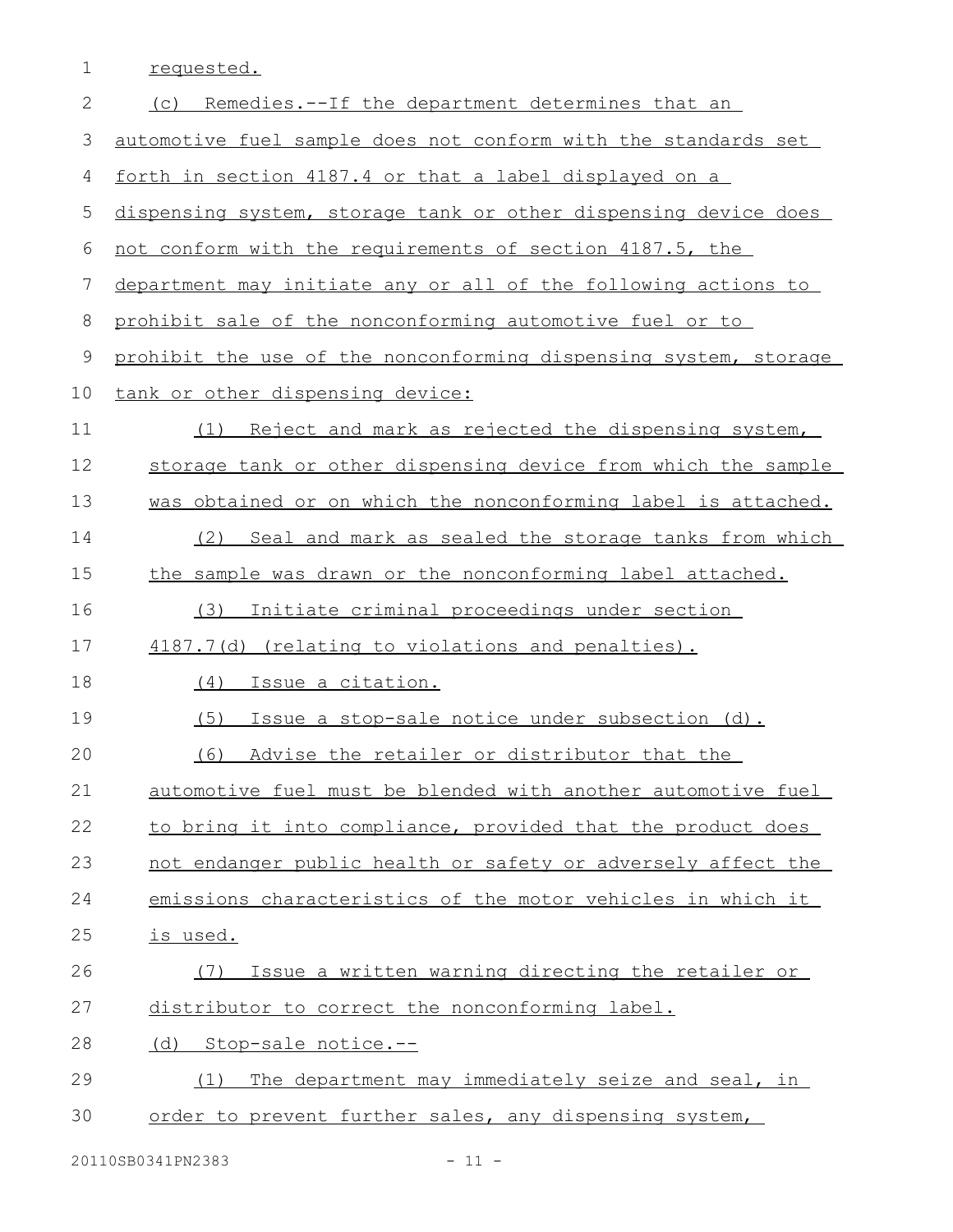requested.

(c) Remedies.--If the department determines that an automotive fuel sample does not conform with the standards set forth in section 4187.4 or that a label displayed on a dispensing system, storage tank or other dispensing device does not conform with the requirements of section 4187.5, the department may initiate any or all of the following actions to prohibit sale of the nonconforming automotive fuel or to prohibit the use of the nonconforming dispensing system, storage tank or other dispensing device:

(1) Reject and mark as rejected the dispensing system, storage tank or other dispensing device from which the sample was obtained or on which the nonconforming label is attached.

(2) Seal and mark as sealed the storage tanks from which the sample was drawn or the nonconforming label attached.

(3) Initiate criminal proceedings under section 4187.7(d) (relating to violations and penalties).

(4) Issue a citation.

(5) Issue a stop-sale notice under subsection (d).

(6) Advise the retailer or distributor that the automotive fuel must be blended with another automotive fuel to bring it into compliance, provided that the product does not endanger public health or safety or adversely affect the emissions characteristics of the motor vehicles in which it is used.

(7) Issue a written warning directing the retailer or distributor to correct the nonconforming label.

(d) Stop-sale notice.--

(1) The department may immediately seize and seal, in order to prevent further sales, any dispensing system,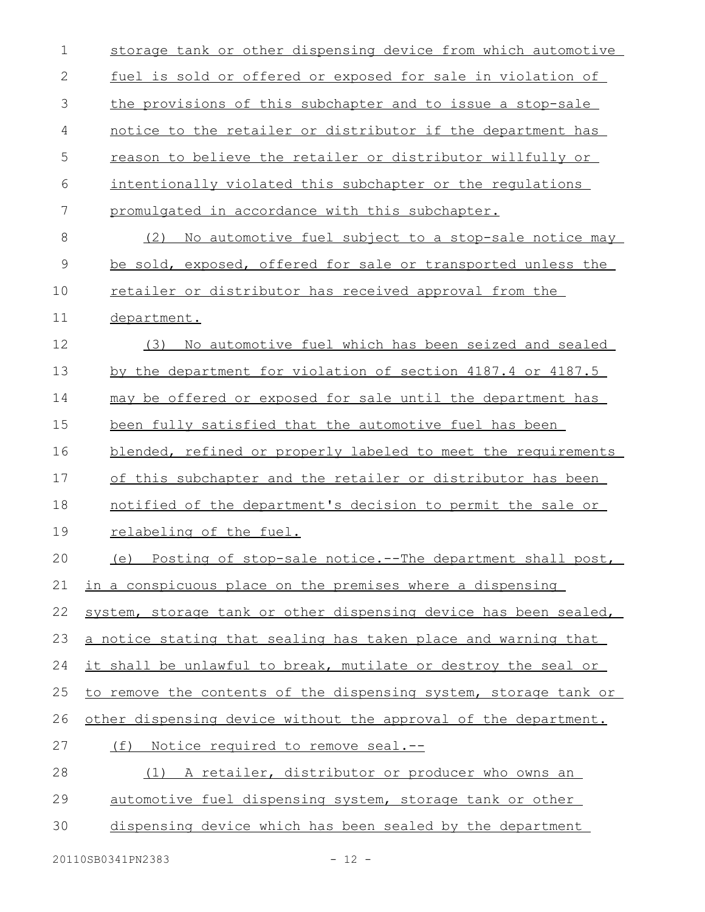storage tank or other dispensing device from which automotive fuel is sold or offered or exposed for sale in violation of the provisions of this subchapter and to issue a stop-sale notice to the retailer or distributor if the department has reason to believe the retailer or distributor willfully or intentionally violated this subchapter or the regulations promulgated in accordance with this subchapter.

(2) No automotive fuel subject to a stop-sale notice may be sold, exposed, offered for sale or transported unless the retailer or distributor has received approval from the department.

(3) No automotive fuel which has been seized and sealed by the department for violation of section 4187.4 or 4187.5 may be offered or exposed for sale until the department has been fully satisfied that the automotive fuel has been blended, refined or properly labeled to meet the requirements of this subchapter and the retailer or distributor has been notified of the department's decision to permit the sale or relabeling of the fuel.

(e) Posting of stop-sale notice.--The department shall post, in a conspicuous place on the premises where a dispensing system, storage tank or other dispensing device has been sealed, a notice stating that sealing has taken place and warning that it shall be unlawful to break, mutilate or destroy the seal or to remove the contents of the dispensing system, storage tank or other dispensing device without the approval of the department.

(f) Notice required to remove seal.--

(1) A retailer, distributor or producer who owns an automotive fuel dispensing system, storage tank or other dispensing device which has been sealed by the department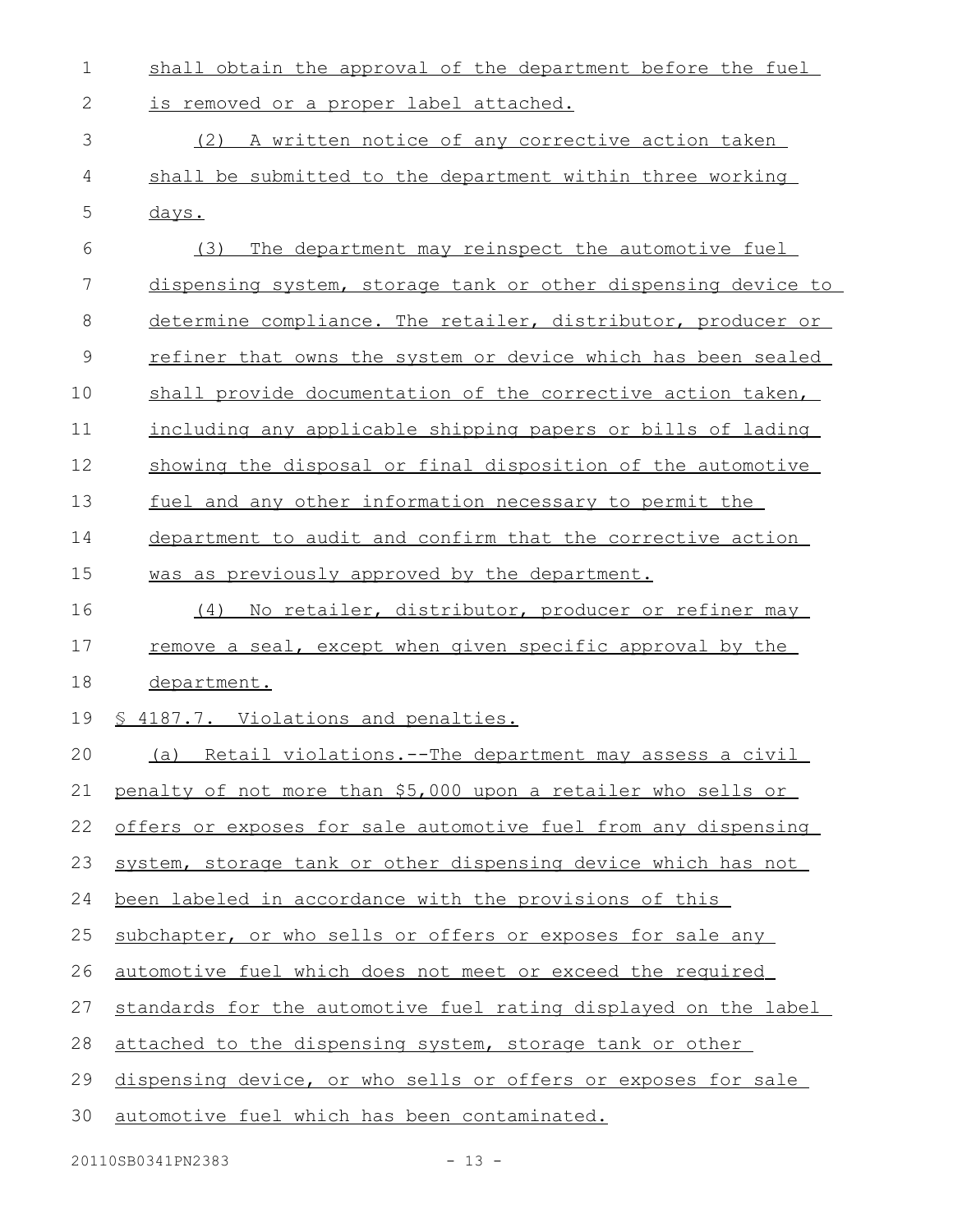shall obtain the approval of the department before the fuel is removed or a proper label attached.

(2) A written notice of any corrective action taken shall be submitted to the department within three working days.

(3) The department may reinspect the automotive fuel dispensing system, storage tank or other dispensing device to determine compliance. The retailer, distributor, producer or refiner that owns the system or device which has been sealed shall provide documentation of the corrective action taken, including any applicable shipping papers or bills of lading showing the disposal or final disposition of the automotive fuel and any other information necessary to permit the department to audit and confirm that the corrective action was as previously approved by the department.

(4) No retailer, distributor, producer or refiner may remove a seal, except when given specific approval by the department.

§ 4187.7. Violations and penalties.

(a) Retail violations.--The department may assess a civil penalty of not more than $5,000 upon a retailer who sells or offers or exposes for sale automotive fuel from any dispensing system, storage tank or other dispensing device which has not been labeled in accordance with the provisions of this subchapter, or who sells or offers or exposes for sale any automotive fuel which does not meet or exceed the required standards for the automotive fuel rating displayed on the label attached to the dispensing system, storage tank or other dispensing device, or who sells or offers or exposes for sale automotive fuel which has been contaminated.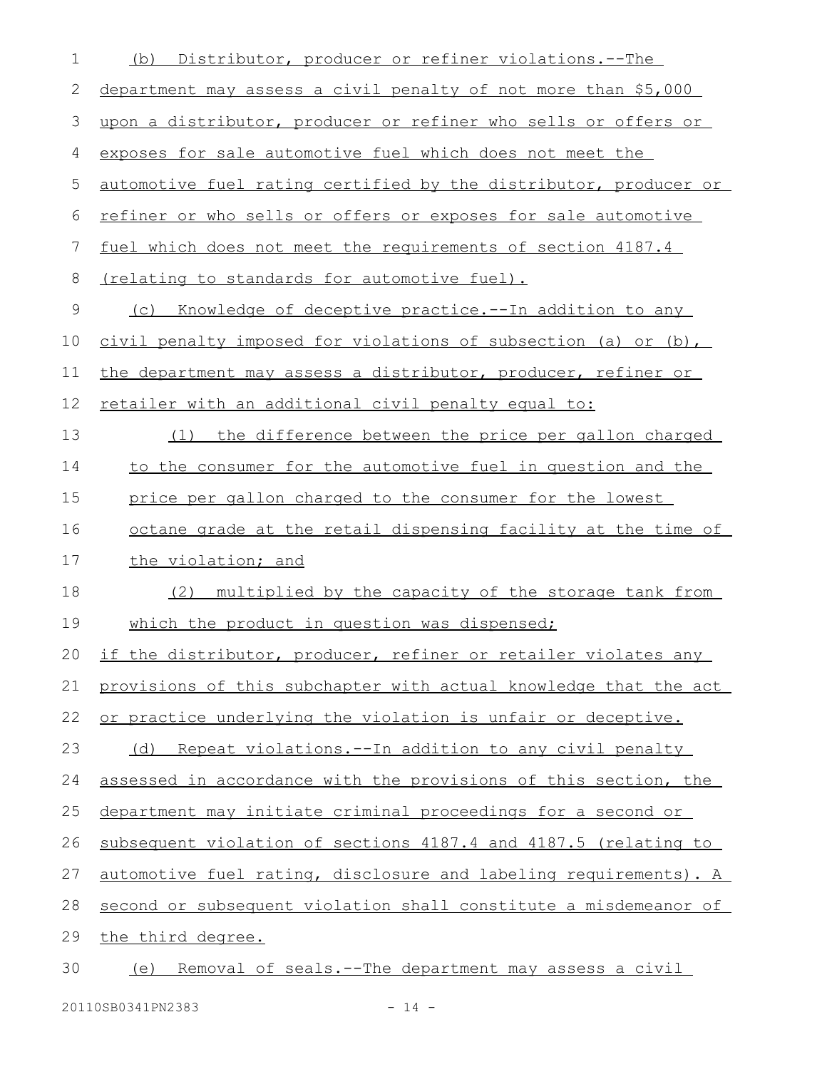(b) Distributor, producer or refiner violations.--The department may assess a civil penalty of not more than $5,000 upon a distributor, producer or refiner who sells or offers or exposes for sale automotive fuel which does not meet the automotive fuel rating certified by the distributor, producer or refiner or who sells or offers or exposes for sale automotive fuel which does not meet the requirements of section 4187.4 (relating to standards for automotive fuel).

(c) Knowledge of deceptive practice.--In addition to any civil penalty imposed for violations of subsection (a) or (b), the department may assess a distributor, producer, refiner or retailer with an additional civil penalty equal to:

(1) the difference between the price per gallon charged to the consumer for the automotive fuel in question and the price per gallon charged to the consumer for the lowest octane grade at the retail dispensing facility at the time of the violation; and

(2) multiplied by the capacity of the storage tank from which the product in question was dispensed;

if the distributor, producer, refiner or retailer violates any provisions of this subchapter with actual knowledge that the act or practice underlying the violation is unfair or deceptive.

(d) Repeat violations.--In addition to any civil penalty assessed in accordance with the provisions of this section, the department may initiate criminal proceedings for a second or subsequent violation of sections 4187.4 and 4187.5 (relating to automotive fuel rating, disclosure and labeling requirements). A second or subsequent violation shall constitute a misdemeanor of the third degree.

(e) Removal of seals.--The department may assess a civil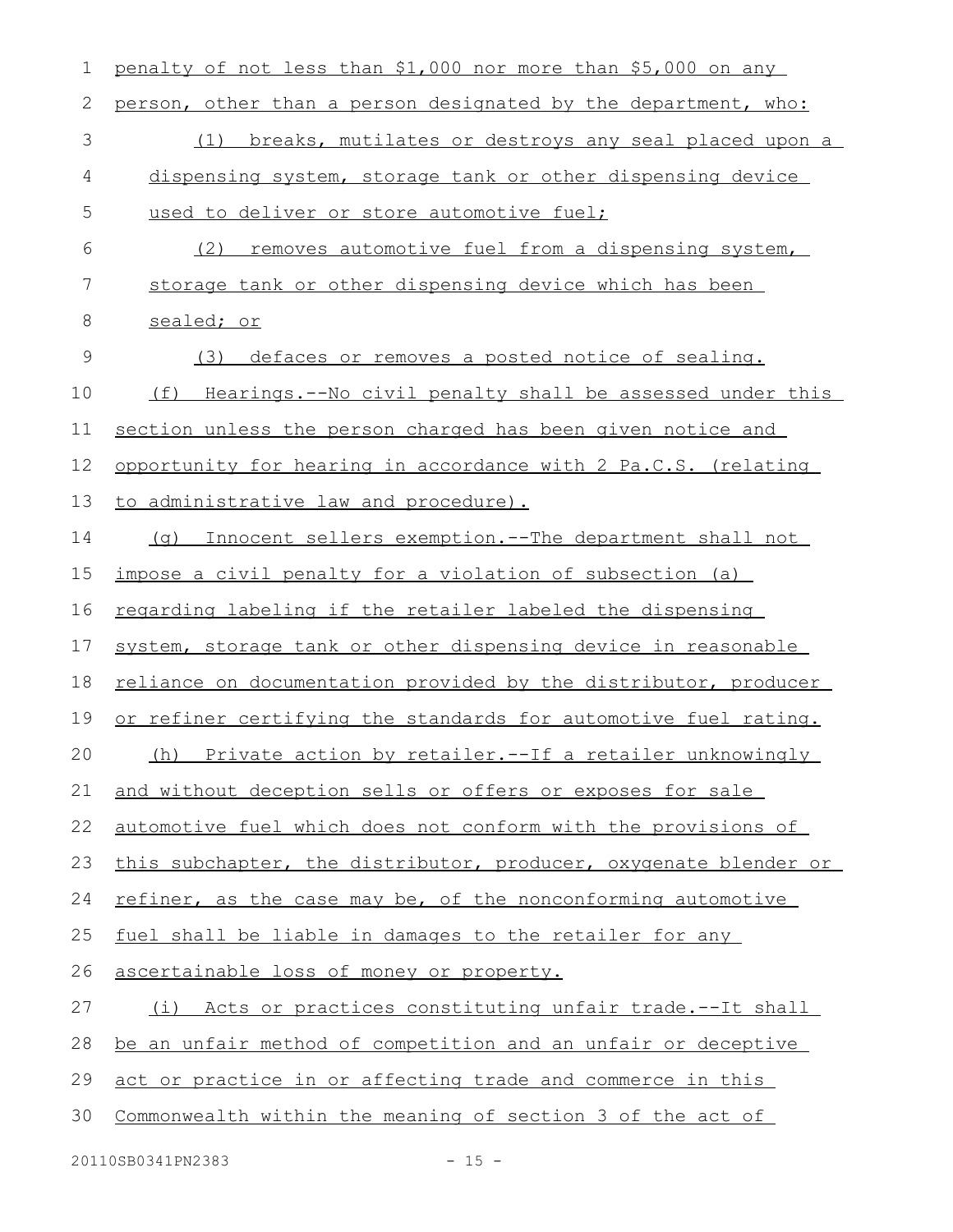penalty of not less than $1,000 nor more than $5,000 on any person, other than a person designated by the department, who:

(1) breaks, mutilates or destroys any seal placed upon a dispensing system, storage tank or other dispensing device used to deliver or store automotive fuel;

(2) removes automotive fuel from a dispensing system, storage tank or other dispensing device which has been sealed; or

(3) defaces or removes a posted notice of sealing.

(f) Hearings.--No civil penalty shall be assessed under this section unless the person charged has been given notice and opportunity for hearing in accordance with 2 Pa.C.S. (relating to administrative law and procedure).

(g) Innocent sellers exemption.--The department shall not impose a civil penalty for a violation of subsection (a) regarding labeling if the retailer labeled the dispensing system, storage tank or other dispensing device in reasonable reliance on documentation provided by the distributor, producer or refiner certifying the standards for automotive fuel rating.

(h) Private action by retailer.--If a retailer unknowingly and without deception sells or offers or exposes for sale automotive fuel which does not conform with the provisions of this subchapter, the distributor, producer, oxygenate blender or refiner, as the case may be, of the nonconforming automotive fuel shall be liable in damages to the retailer for any ascertainable loss of money or property.

(i) Acts or practices constituting unfair trade.--It shall be an unfair method of competition and an unfair or deceptive act or practice in or affecting trade and commerce in this Commonwealth within the meaning of section 3 of the act of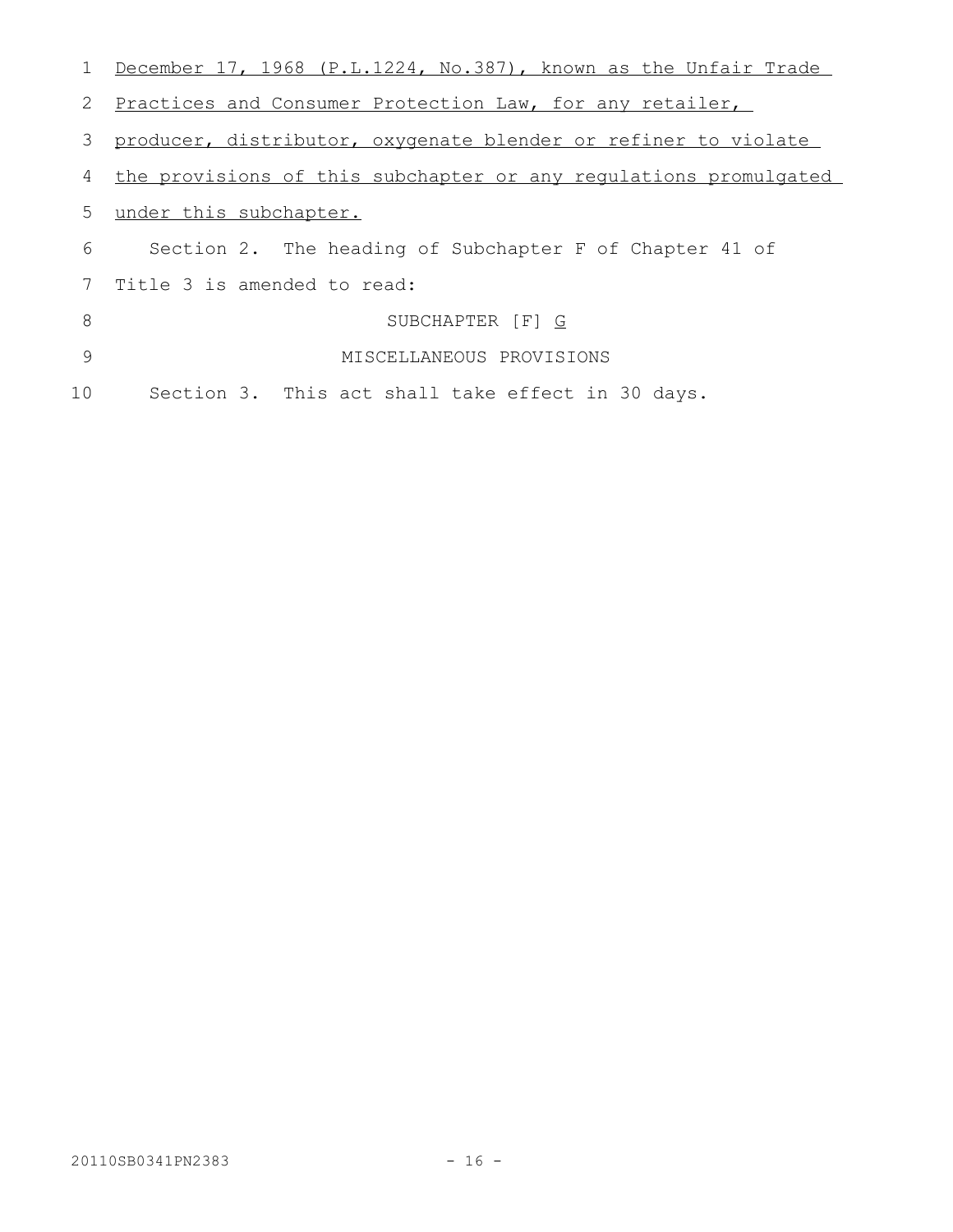December 17, 1968 (P.L.1224, No.387), known as the Unfair Trade Practices and Consumer Protection Law, for any retailer, producer, distributor, oxygenate blender or refiner to violate the provisions of this subchapter or any regulations promulgated under this subchapter.

Section 2. The heading of Subchapter F of Chapter 41 of Title 3 is amended to read:

SUBCHAPTER [F] G

MISCELLANEOUS PROVISIONS

Section 3. This act shall take effect in 30 days.